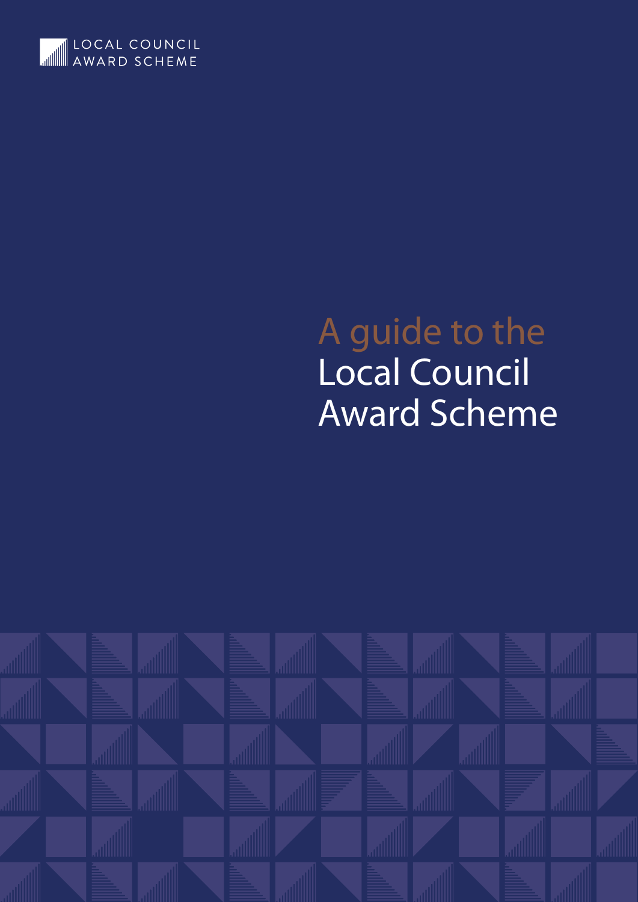LOCAL COUNCIL
AWARD SCHEME

# A guide to the Local Council Award Scheme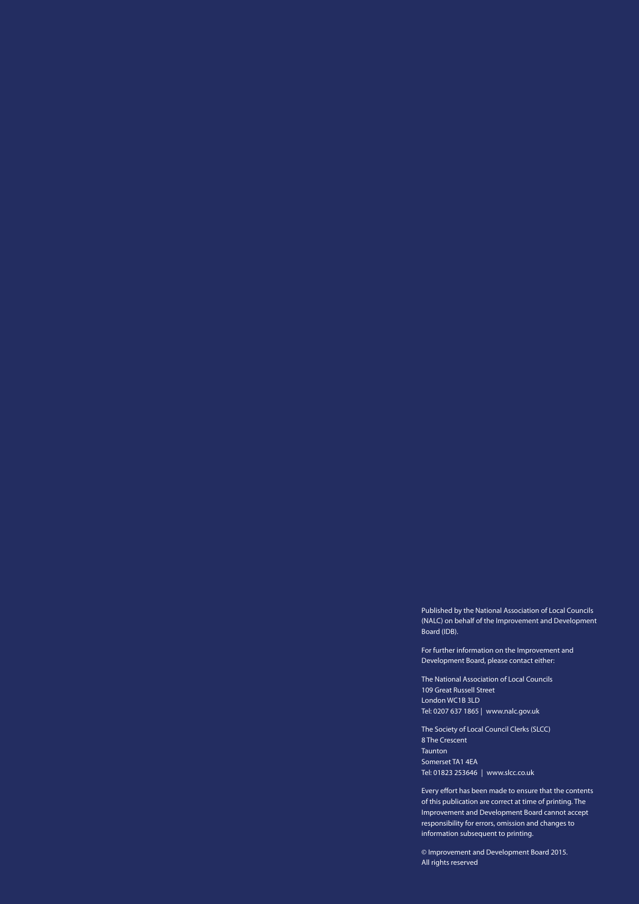Published by the National Association of Local Councils (NALC) on behalf of the Improvement and Development Board (IDB).

For further information on the Improvement and Development Board, please contact either:

The National Association of Local Councils
109 Great Russell Street
London WC1B 3LD
Tel: 0207 637 1865 | www.nalc.gov.uk

The Society of Local Council Clerks (SLCC)
8 The Crescent
Taunton
Somerset TA1 4EA
Tel: 01823 253646 | www.slcc.co.uk

Every effort has been made to ensure that the contents of this publication are correct at time of printing. The Improvement and Development Board cannot accept responsibility for errors, omission and changes to information subsequent to printing.

© Improvement and Development Board 2015.
All rights reserved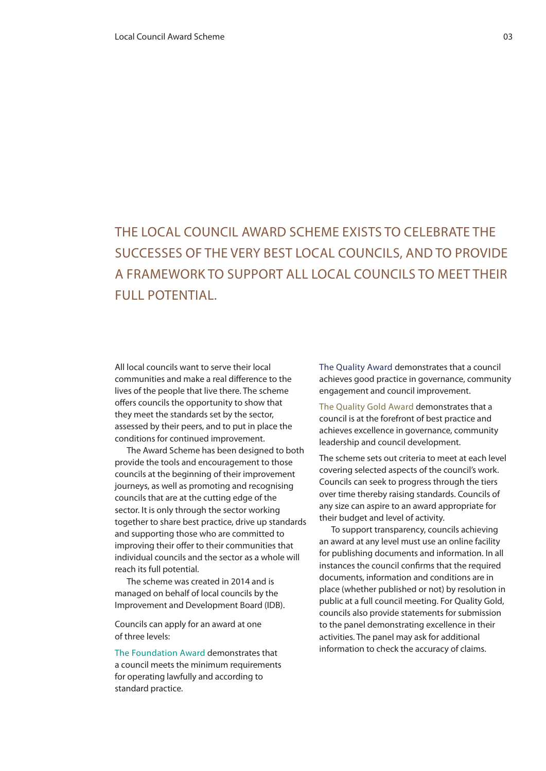# THE LOCAL COUNCIL AWARD SCHEME EXISTS TO CELEBRATE THE SUCCESSES OF THE VERY BEST LOCAL COUNCILS, AND TO PROVIDE A FRAMEWORK TO SUPPORT ALL LOCAL COUNCILS TO MEET THEIR FULL POTENTIAL.

All local councils want to serve their local communities and make a real difference to the lives of the people that live there. The scheme offers councils the opportunity to show that they meet the standards set by the sector, assessed by their peers, and to put in place the conditions for continued improvement.

The Award Scheme has been designed to both provide the tools and encouragement to those councils at the beginning of their improvement journeys, as well as promoting and recognising councils that are at the cutting edge of the sector. It is only through the sector working together to share best practice, drive up standards and supporting those who are committed to improving their offer to their communities that individual councils and the sector as a whole will reach its full potential.

The scheme was created in 2014 and is managed on behalf of local councils by the Improvement and Development Board (IDB).

Councils can apply for an award at one of three levels:

**The Foundation Award** demonstrates that a council meets the minimum requirements for operating lawfully and according to standard practice.

**The Quality Award** demonstrates that a council achieves good practice in governance, community engagement and council improvement.

**The Quality Gold Award** demonstrates that a council is at the forefront of best practice and achieves excellence in governance, community leadership and council development.

The scheme sets out criteria to meet at each level covering selected aspects of the council's work. Councils can seek to progress through the tiers over time thereby raising standards. Councils of any size can aspire to an award appropriate for their budget and level of activity.

To support transparency, councils achieving an award at any level must use an online facility for publishing documents and information. In all instances the council confirms that the required documents, information and conditions are in place (whether published or not) by resolution in public at a full council meeting. For Quality Gold, councils also provide statements for submission to the panel demonstrating excellence in their activities. The panel may ask for additional information to check the accuracy of claims.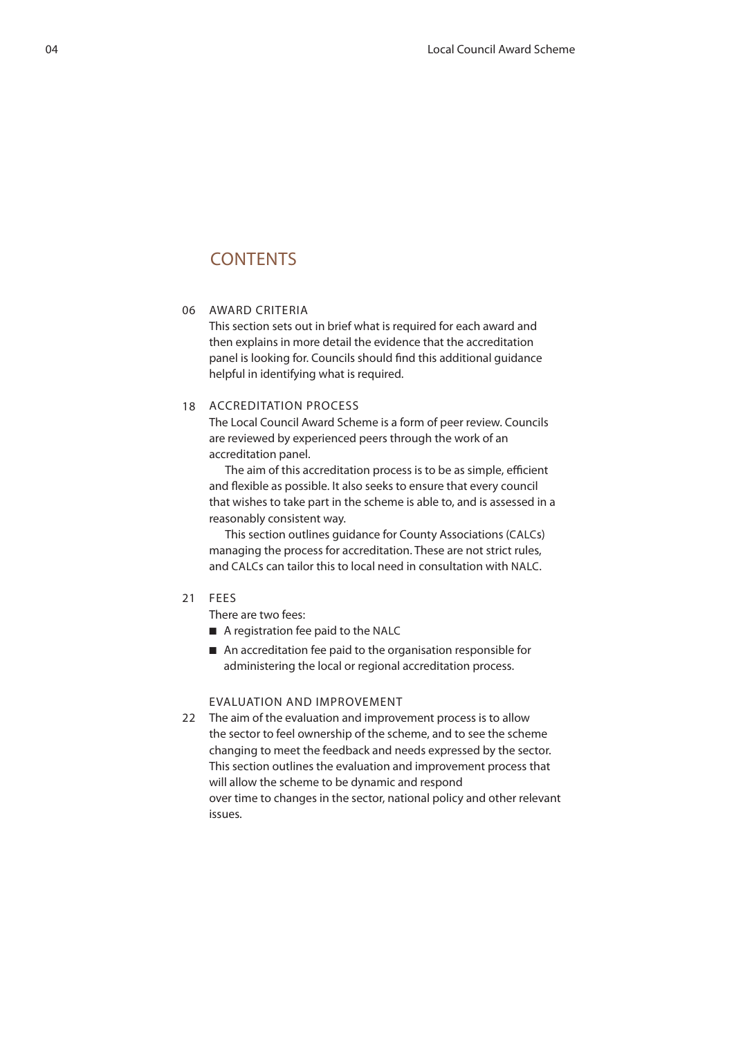# CONTENTS

## 06 AWARD CRITERIA

This section sets out in brief what is required for each award and then explains in more detail the evidence that the accreditation panel is looking for. Councils should find this additional guidance helpful in identifying what is required.

## 18 ACCREDITATION PROCESS

The Local Council Award Scheme is a form of peer review. Councils are reviewed by experienced peers through the work of an accreditation panel.

The aim of this accreditation process is to be as simple, efficient and flexible as possible. It also seeks to ensure that every council that wishes to take part in the scheme is able to, and is assessed in a reasonably consistent way.

This section outlines guidance for County Associations (CALCs) managing the process for accreditation. These are not strict rules, and CALCs can tailor this to local need in consultation with NALC.

## 21 FEES

There are two fees:

- A registration fee paid to the NALC
- An accreditation fee paid to the organisation responsible for administering the local or regional accreditation process.

## 22 EVALUATION AND IMPROVEMENT

The aim of the evaluation and improvement process is to allow the sector to feel ownership of the scheme, and to see the scheme changing to meet the feedback and needs expressed by the sector. This section outlines the evaluation and improvement process that will allow the scheme to be dynamic and respond over time to changes in the sector, national policy and other relevant issues.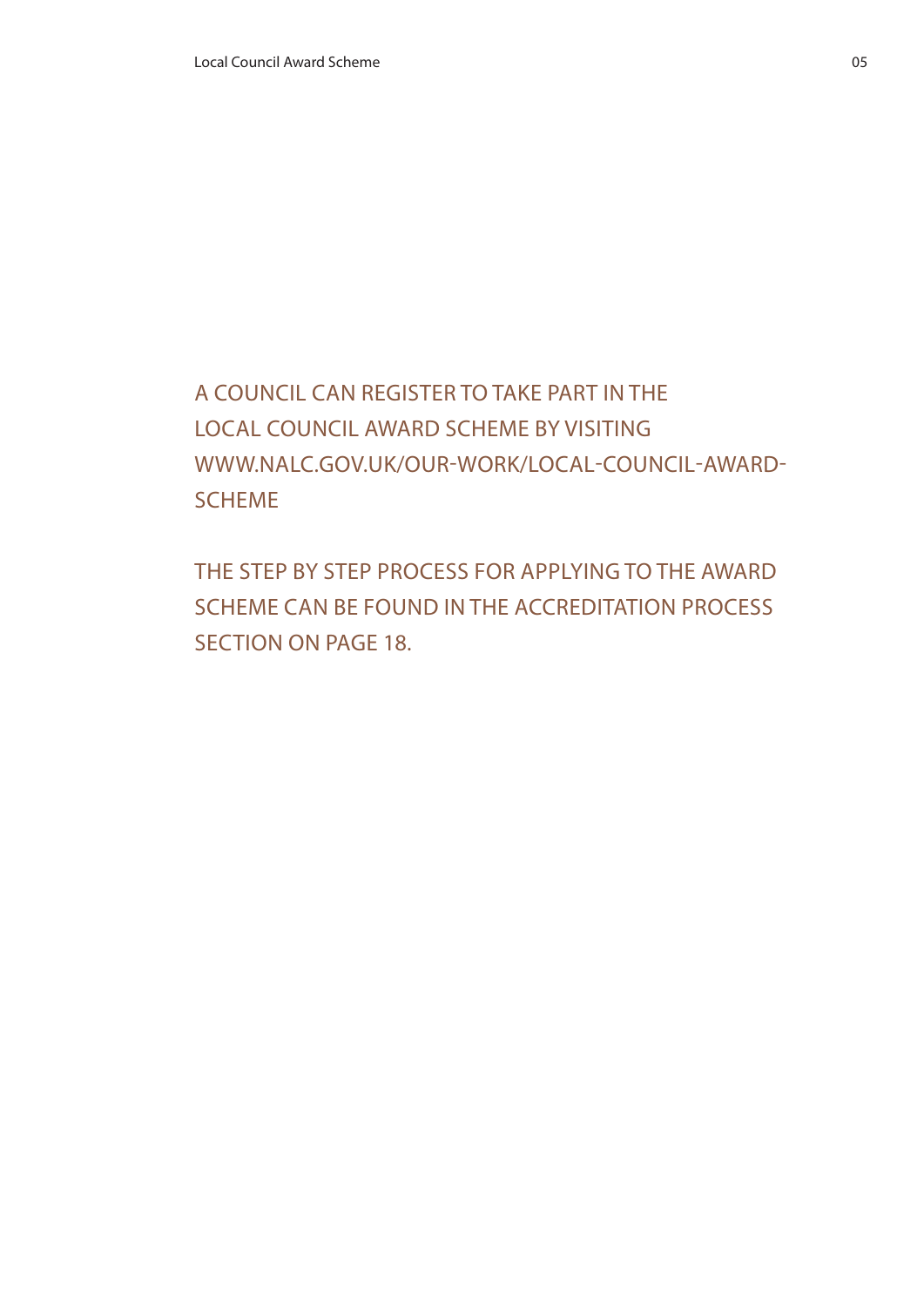A COUNCIL CAN REGISTER TO TAKE PART IN THE LOCAL COUNCIL AWARD SCHEME BY VISITING WWW.NALC.GOV.UK/OUR-WORK/LOCAL-COUNCIL-AWARD-SCHEME

THE STEP BY STEP PROCESS FOR APPLYING TO THE AWARD SCHEME CAN BE FOUND IN THE ACCREDITATION PROCESS SECTION ON PAGE 18.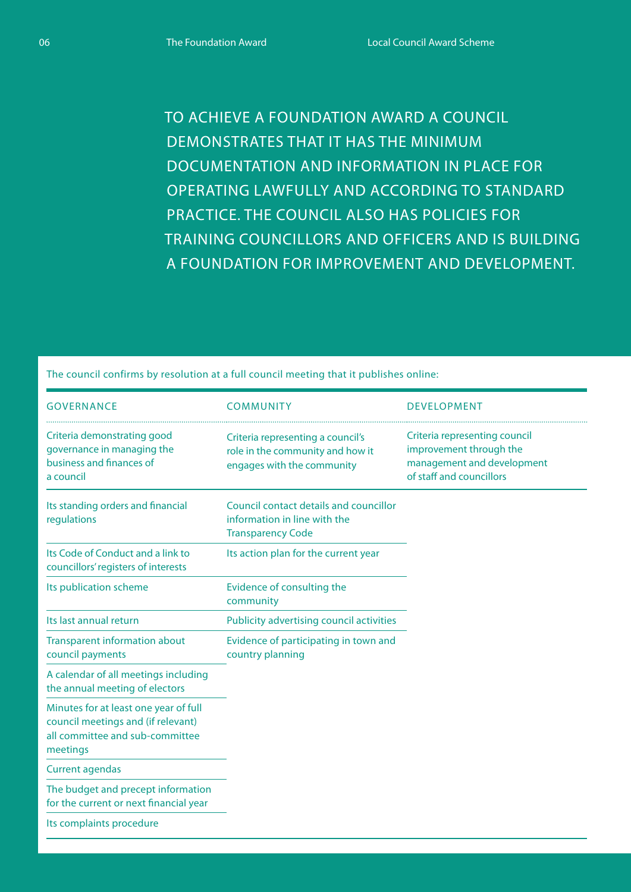TO ACHIEVE A FOUNDATION AWARD A COUNCIL DEMONSTRATES THAT IT HAS THE MINIMUM DOCUMENTATION AND INFORMATION IN PLACE FOR OPERATING LAWFULLY AND ACCORDING TO STANDARD PRACTICE. THE COUNCIL ALSO HAS POLICIES FOR TRAINING COUNCILLORS AND OFFICERS AND IS BUILDING A FOUNDATION FOR IMPROVEMENT AND DEVELOPMENT.

The council confirms by resolution at a full council meeting that it publishes online:

| GOVERNANCE | COMMUNITY | DEVELOPMENT |
|---|---|---|
| Criteria demonstrating good governance in managing the business and finances of a council | Criteria representing a council's role in the community and how it engages with the community | Criteria representing council improvement through the management and development of staff and councillors |
| Its standing orders and financial regulations | Council contact details and councillor information in line with the Transparency Code | |
| Its Code of Conduct and a link to councillors' registers of interests | Its action plan for the current year | |
| Its publication scheme | Evidence of consulting the community | |
| Its last annual return | Publicity advertising council activities | |
| Transparent information about council payments | Evidence of participating in town and country planning | |
| A calendar of all meetings including the annual meeting of electors | | |
| Minutes for at least one year of full council meetings and (if relevant) all committee and sub-committee meetings | | |
| Current agendas | | |
| The budget and precept information for the current or next financial year | | |
| Its complaints procedure | | |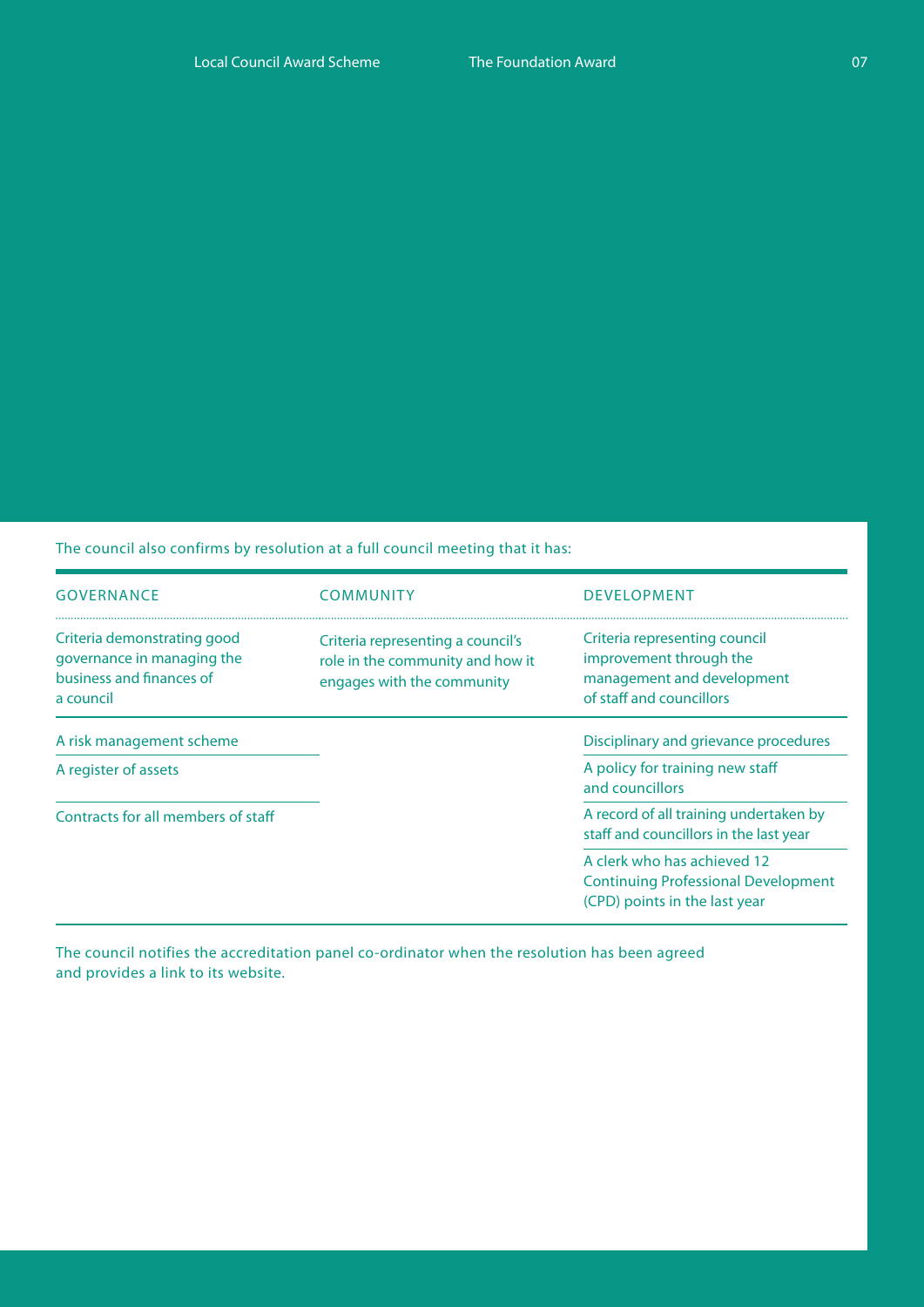The council also confirms by resolution at a full council meeting that it has:

| GOVERNANCE | COMMUNITY | DEVELOPMENT |
|---|---|---|
| Criteria demonstrating good governance in managing the business and finances of a council | Criteria representing a council's role in the community and how it engages with the community | Criteria representing council improvement through the management and development of staff and councillors |
| A risk management scheme | | Disciplinary and grievance procedures |
| A register of assets | | A policy for training new staff and councillors |
| Contracts for all members of staff | | A record of all training undertaken by staff and councillors in the last year |
| | | A clerk who has achieved 12 Continuing Professional Development (CPD) points in the last year |

The council notifies the accreditation panel co-ordinator when the resolution has been agreed and provides a link to its website.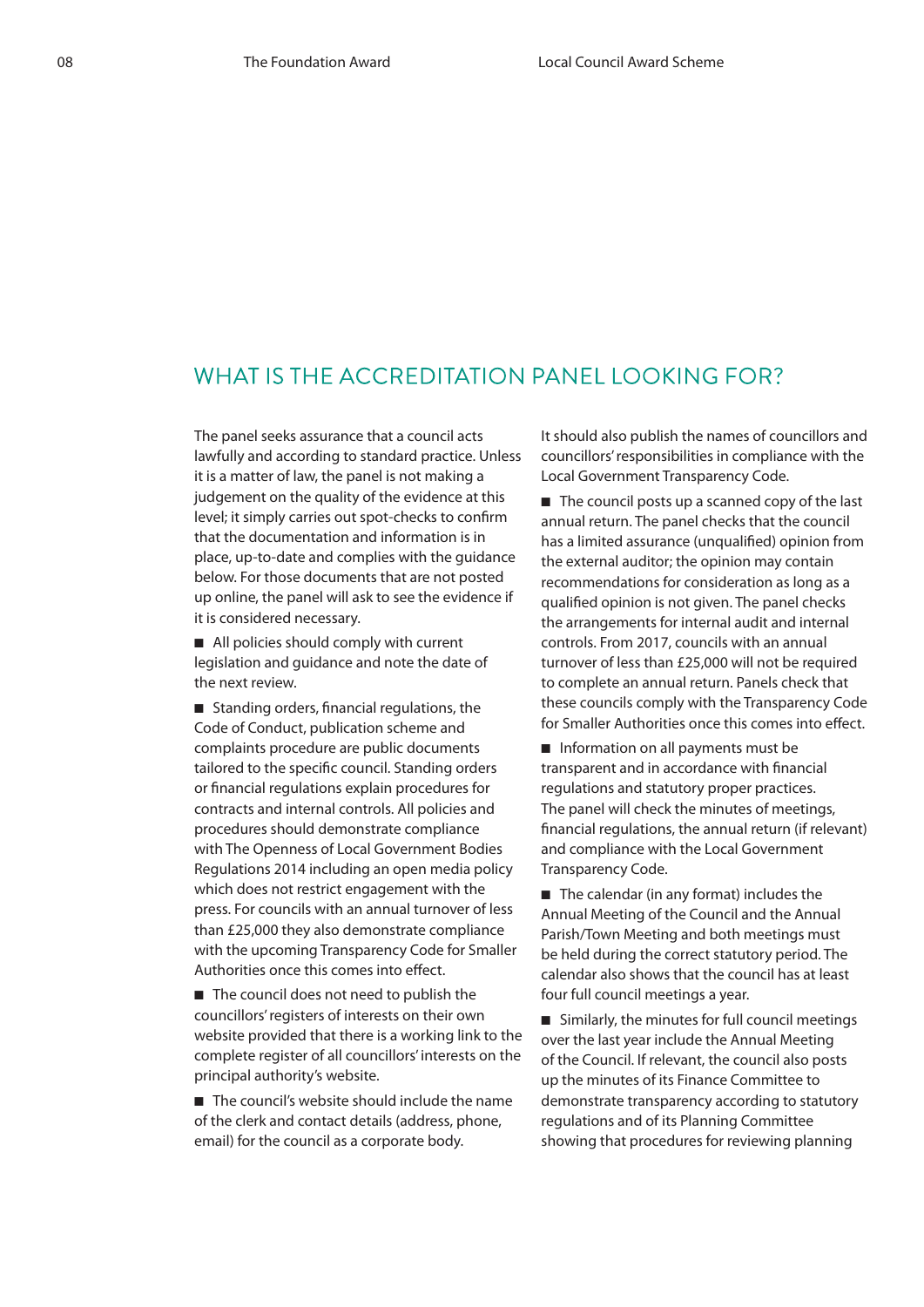## WHAT IS THE ACCREDITATION PANEL LOOKING FOR?

The panel seeks assurance that a council acts lawfully and according to standard practice. Unless it is a matter of law, the panel is not making a judgement on the quality of the evidence at this level; it simply carries out spot-checks to confirm that the documentation and information is in place, up-to-date and complies with the guidance below. For those documents that are not posted up online, the panel will ask to see the evidence if it is considered necessary.

- All policies should comply with current legislation and guidance and note the date of the next review.
- Standing orders, financial regulations, the Code of Conduct, publication scheme and complaints procedure are public documents tailored to the specific council. Standing orders or financial regulations explain procedures for contracts and internal controls. All policies and procedures should demonstrate compliance with The Openness of Local Government Bodies Regulations 2014 including an open media policy which does not restrict engagement with the press. For councils with an annual turnover of less than £25,000 they also demonstrate compliance with the upcoming Transparency Code for Smaller Authorities once this comes into effect.
- The council does not need to publish the councillors' registers of interests on their own website provided that there is a working link to the complete register of all councillors' interests on the principal authority's website.
- The council's website should include the name of the clerk and contact details (address, phone, email) for the council as a corporate body. It should also publish the names of councillors and councillors' responsibilities in compliance with the Local Government Transparency Code.
- The council posts up a scanned copy of the last annual return. The panel checks that the council has a limited assurance (unqualified) opinion from the external auditor; the opinion may contain recommendations for consideration as long as a qualified opinion is not given. The panel checks the arrangements for internal audit and internal controls. From 2017, councils with an annual turnover of less than £25,000 will not be required to complete an annual return. Panels check that these councils comply with the Transparency Code for Smaller Authorities once this comes into effect.
- Information on all payments must be transparent and in accordance with financial regulations and statutory proper practices. The panel will check the minutes of meetings, financial regulations, the annual return (if relevant) and compliance with the Local Government Transparency Code.
- The calendar (in any format) includes the Annual Meeting of the Council and the Annual Parish/Town Meeting and both meetings must be held during the correct statutory period. The calendar also shows that the council has at least four full council meetings a year.
- Similarly, the minutes for full council meetings over the last year include the Annual Meeting of the Council. If relevant, the council also posts up the minutes of its Finance Committee to demonstrate transparency according to statutory regulations and of its Planning Committee showing that procedures for reviewing planning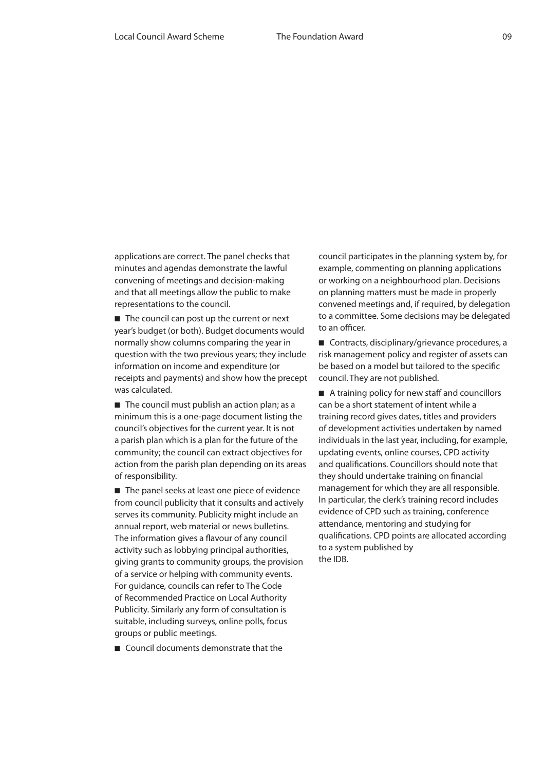applications are correct. The panel checks that minutes and agendas demonstrate the lawful convening of meetings and decision-making and that all meetings allow the public to make representations to the council.

- The council can post up the current or next year's budget (or both). Budget documents would normally show columns comparing the year in question with the two previous years; they include information on income and expenditure (or receipts and payments) and show how the precept was calculated.

- The council must publish an action plan; as a minimum this is a one-page document listing the council's objectives for the current year. It is not a parish plan which is a plan for the future of the community; the council can extract objectives for action from the parish plan depending on its areas of responsibility.

- The panel seeks at least one piece of evidence from council publicity that it consults and actively serves its community. Publicity might include an annual report, web material or news bulletins. The information gives a flavour of any council activity such as lobbying principal authorities, giving grants to community groups, the provision of a service or helping with community events. For guidance, councils can refer to The Code of Recommended Practice on Local Authority Publicity. Similarly any form of consultation is suitable, including surveys, online polls, focus groups or public meetings.

- Council documents demonstrate that the council participates in the planning system by, for example, commenting on planning applications or working on a neighbourhood plan. Decisions on planning matters must be made in properly convened meetings and, if required, by delegation to a committee. Some decisions may be delegated to an officer.

- Contracts, disciplinary/grievance procedures, a risk management policy and register of assets can be based on a model but tailored to the specific council. They are not published.

- A training policy for new staff and councillors can be a short statement of intent while a training record gives dates, titles and providers of development activities undertaken by named individuals in the last year, including, for example, updating events, online courses, CPD activity and qualifications. Councillors should note that they should undertake training on financial management for which they are all responsible. In particular, the clerk's training record includes evidence of CPD such as training, conference attendance, mentoring and studying for qualifications. CPD points are allocated according to a system published by the IDB.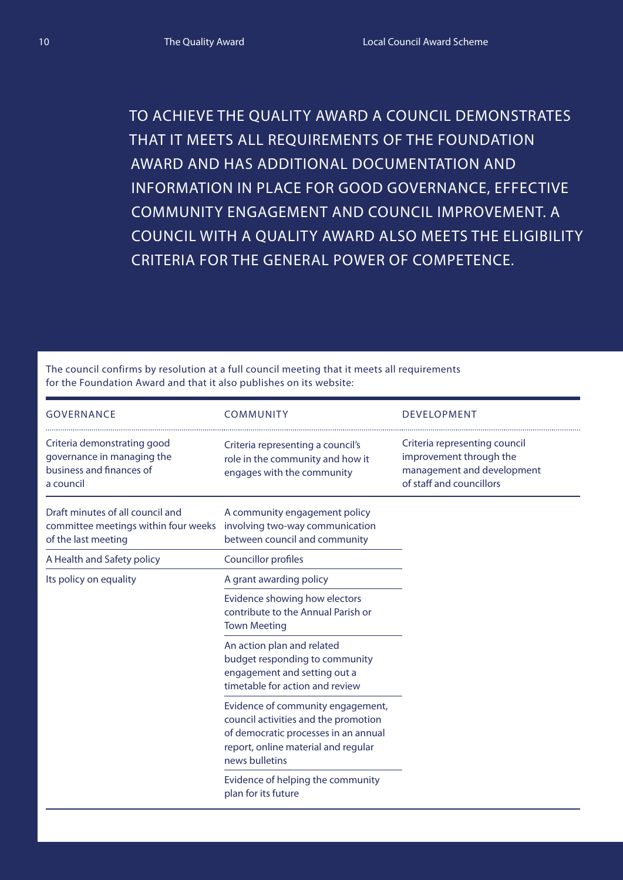TO ACHIEVE THE QUALITY AWARD A COUNCIL DEMONSTRATES THAT IT MEETS ALL REQUIREMENTS OF THE FOUNDATION AWARD AND HAS ADDITIONAL DOCUMENTATION AND INFORMATION IN PLACE FOR GOOD GOVERNANCE, EFFECTIVE COMMUNITY ENGAGEMENT AND COUNCIL IMPROVEMENT. A COUNCIL WITH A QUALITY AWARD ALSO MEETS THE ELIGIBILITY CRITERIA FOR THE GENERAL POWER OF COMPETENCE.

The council confirms by resolution at a full council meeting that it meets all requirements for the Foundation Award and that it also publishes on its website:

| GOVERNANCE | COMMUNITY | DEVELOPMENT |
|---|---|---|
| Criteria demonstrating good governance in managing the business and finances of a council | Criteria representing a council's role in the community and how it engages with the community | Criteria representing council improvement through the management and development of staff and councillors |
| Draft minutes of all council and committee meetings within four weeks of the last meeting | A community engagement policy involving two-way communication between council and community | |
| A Health and Safety policy | Councillor profiles | |
| Its policy on equality | A grant awarding policy | |
| | Evidence showing how electors contribute to the Annual Parish or Town Meeting | |
| | An action plan and related budget responding to community engagement and setting out a timetable for action and review | |
| | Evidence of community engagement, council activities and the promotion of democratic processes in an annual report, online material and regular news bulletins | |
| | Evidence of helping the community plan for its future | |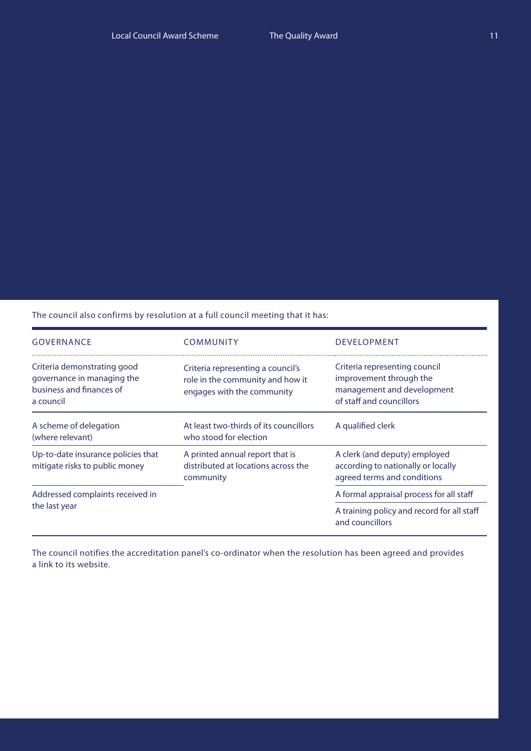The council also confirms by resolution at a full council meeting that it has:

| GOVERNANCE | COMMUNITY | DEVELOPMENT |
| --- | --- | --- |
| Criteria demonstrating good governance in managing the business and finances of a council | Criteria representing a council's role in the community and how it engages with the community | Criteria representing council improvement through the management and development of staff and councillors |
| A scheme of delegation (where relevant) | At least two-thirds of its councillors who stood for election | A qualified clerk |
| Up-to-date insurance policies that mitigate risks to public money | A printed annual report that is distributed at locations across the community | A clerk (and deputy) employed according to nationally or locally agreed terms and conditions |
| Addressed complaints received in the last year | | A formal appraisal process for all staff |
| | | A training policy and record for all staff and councillors |

The council notifies the accreditation panel's co-ordinator when the resolution has been agreed and provides a link to its website.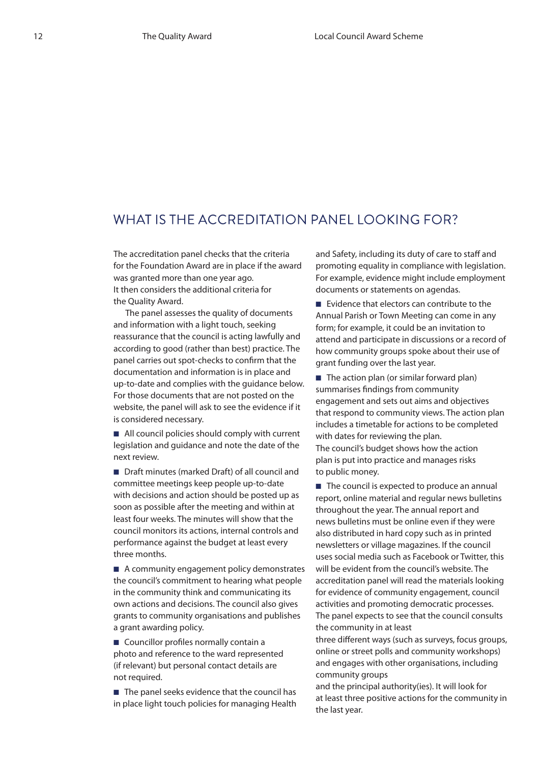## WHAT IS THE ACCREDITATION PANEL LOOKING FOR?

The accreditation panel checks that the criteria for the Foundation Award are in place if the award was granted more than one year ago. It then considers the additional criteria for the Quality Award.

The panel assesses the quality of documents and information with a light touch, seeking reassurance that the council is acting lawfully and according to good (rather than best) practice. The panel carries out spot-checks to confirm that the documentation and information is in place and up-to-date and complies with the guidance below. For those documents that are not posted on the website, the panel will ask to see the evidence if it is considered necessary.

- All council policies should comply with current legislation and guidance and note the date of the next review.
- Draft minutes (marked Draft) of all council and committee meetings keep people up-to-date with decisions and action should be posted up as soon as possible after the meeting and within at least four weeks. The minutes will show that the council monitors its actions, internal controls and performance against the budget at least every three months.
- A community engagement policy demonstrates the council's commitment to hearing what people in the community think and communicating its own actions and decisions. The council also gives grants to community organisations and publishes a grant awarding policy.
- Councillor profiles normally contain a photo and reference to the ward represented (if relevant) but personal contact details are not required.
- The panel seeks evidence that the council has in place light touch policies for managing Health and Safety, including its duty of care to staff and promoting equality in compliance with legislation. For example, evidence might include employment documents or statements on agendas.
- Evidence that electors can contribute to the Annual Parish or Town Meeting can come in any form; for example, it could be an invitation to attend and participate in discussions or a record of how community groups spoke about their use of grant funding over the last year.
- The action plan (or similar forward plan) summarises findings from community engagement and sets out aims and objectives that respond to community views. The action plan includes a timetable for actions to be completed with dates for reviewing the plan. The council's budget shows how the action plan is put into practice and manages risks to public money.
- The council is expected to produce an annual report, online material and regular news bulletins throughout the year. The annual report and news bulletins must be online even if they were also distributed in hard copy such as in printed newsletters or village magazines. If the council uses social media such as Facebook or Twitter, this will be evident from the council's website. The accreditation panel will read the materials looking for evidence of community engagement, council activities and promoting democratic processes. The panel expects to see that the council consults the community in at least three different ways (such as surveys, focus groups, online or street polls and community workshops) and engages with other organisations, including community groups and the principal authority(ies). It will look for at least three positive actions for the community in the last year.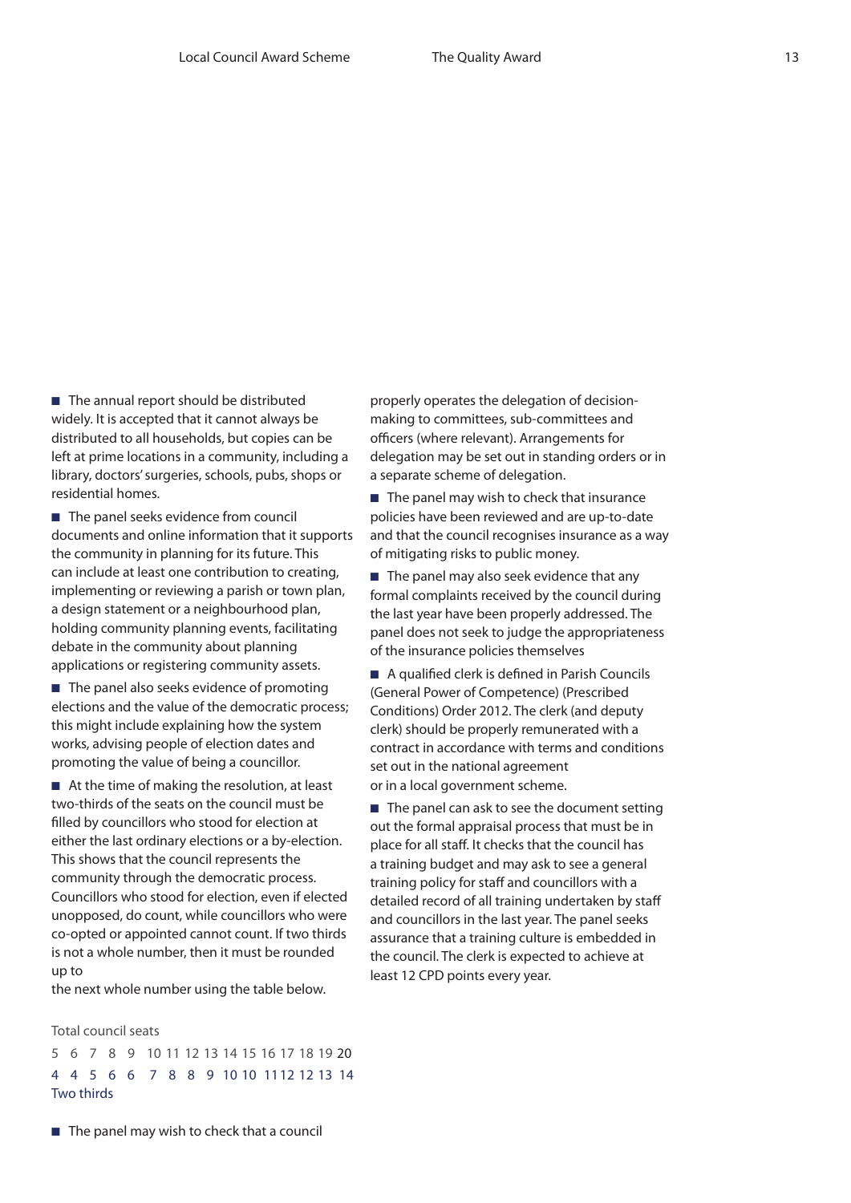- The annual report should be distributed widely. It is accepted that it cannot always be distributed to all households, but copies can be left at prime locations in a community, including a library, doctors' surgeries, schools, pubs, shops or residential homes.

- The panel seeks evidence from council documents and online information that it supports the community in planning for its future. This can include at least one contribution to creating, implementing or reviewing a parish or town plan, a design statement or a neighbourhood plan, holding community planning events, facilitating debate in the community about planning applications or registering community assets.

- The panel also seeks evidence of promoting elections and the value of the democratic process; this might include explaining how the system works, advising people of election dates and promoting the value of being a councillor.

- At the time of making the resolution, at least two-thirds of the seats on the council must be filled by councillors who stood for election at either the last ordinary elections or a by-election. This shows that the council represents the community through the democratic process. Councillors who stood for election, even if elected unopposed, do count, while councillors who were co-opted or appointed cannot count. If two thirds is not a whole number, then it must be rounded up to the next whole number using the table below.

| Total council seats | 5 | 6 | 7 | 8 | 9 | 10 | 11 | 12 | 13 | 14 | 15 | 16 | 17 | 18 | 19 | 20 |
|---|---|---|---|---|---|---|---|---|---|---|---|---|---|---|---|---|
| Two thirds | 4 | 4 | 5 | 6 | 6 | 7 | 8 | 8 | 9 | 10 | 10 | 11 | 12 | 12 | 13 | 14 |

- The panel may wish to check that a council properly operates the delegation of decision-making to committees, sub-committees and officers (where relevant). Arrangements for delegation may be set out in standing orders or in a separate scheme of delegation.

- The panel may wish to check that insurance policies have been reviewed and are up-to-date and that the council recognises insurance as a way of mitigating risks to public money.

- The panel may also seek evidence that any formal complaints received by the council during the last year have been properly addressed. The panel does not seek to judge the appropriateness of the insurance policies themselves

- A qualified clerk is defined in Parish Councils (General Power of Competence) (Prescribed Conditions) Order 2012. The clerk (and deputy clerk) should be properly remunerated with a contract in accordance with terms and conditions set out in the national agreement or in a local government scheme.

- The panel can ask to see the document setting out the formal appraisal process that must be in place for all staff. It checks that the council has a training budget and may ask to see a general training policy for staff and councillors with a detailed record of all training undertaken by staff and councillors in the last year. The panel seeks assurance that a training culture is embedded in the council. The clerk is expected to achieve at least 12 CPD points every year.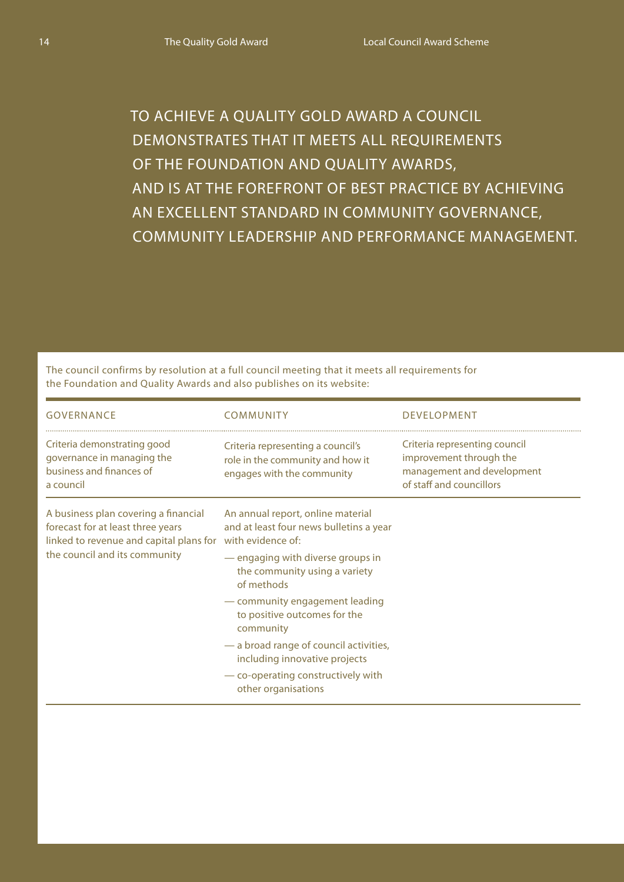TO ACHIEVE A QUALITY GOLD AWARD A COUNCIL DEMONSTRATES THAT IT MEETS ALL REQUIREMENTS OF THE FOUNDATION AND QUALITY AWARDS, AND IS AT THE FOREFRONT OF BEST PRACTICE BY ACHIEVING AN EXCELLENT STANDARD IN COMMUNITY GOVERNANCE, COMMUNITY LEADERSHIP AND PERFORMANCE MANAGEMENT.

The council confirms by resolution at a full council meeting that it meets all requirements for the Foundation and Quality Awards and also publishes on its website:

| GOVERNANCE | COMMUNITY | DEVELOPMENT |
|---|---|---|
| Criteria demonstrating good governance in managing the business and finances of a council | Criteria representing a council's role in the community and how it engages with the community | Criteria representing council improvement through the management and development of staff and councillors |
| A business plan covering a financial forecast for at least three years linked to revenue and capital plans for the council and its community | An annual report, online material and at least four news bulletins a year with evidence of:<br>— engaging with diverse groups in the community using a variety of methods<br>— community engagement leading to positive outcomes for the community<br>— a broad range of council activities, including innovative projects<br>— co-operating constructively with other organisations | |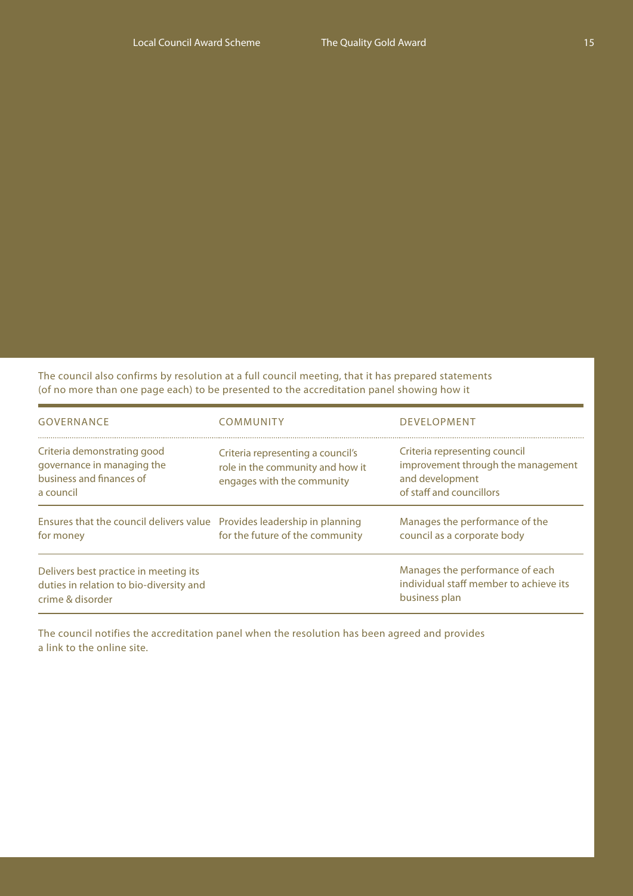The council also confirms by resolution at a full council meeting, that it has prepared statements (of no more than one page each) to be presented to the accreditation panel showing how it

| GOVERNANCE | COMMUNITY | DEVELOPMENT |
|---|---|---|
| Criteria demonstrating good governance in managing the business and finances of a council | Criteria representing a council's role in the community and how it engages with the community | Criteria representing council improvement through the management and development of staff and councillors |
| Ensures that the council delivers value for money | Provides leadership in planning for the future of the community | Manages the performance of the council as a corporate body |
| Delivers best practice in meeting its duties in relation to bio-diversity and crime & disorder | | Manages the performance of each individual staff member to achieve its business plan |

The council notifies the accreditation panel when the resolution has been agreed and provides a link to the online site.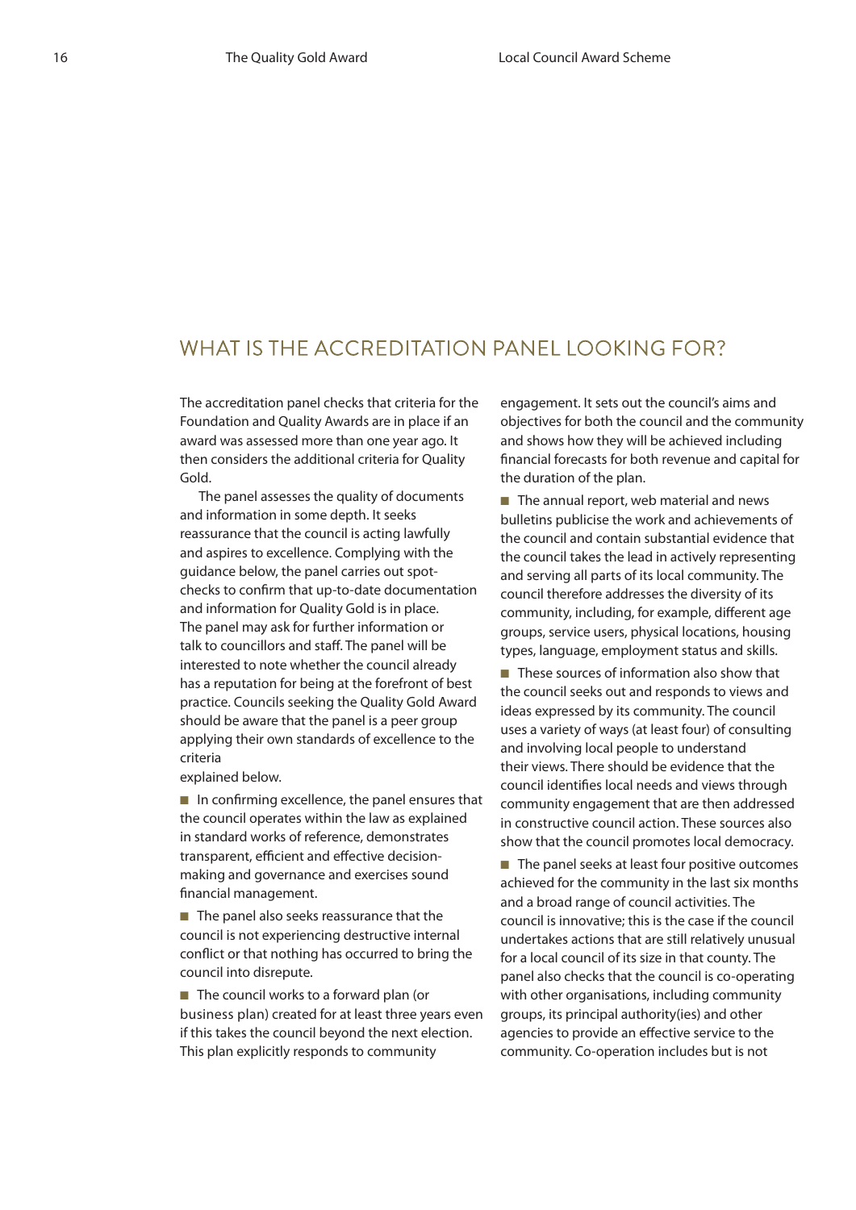## WHAT IS THE ACCREDITATION PANEL LOOKING FOR?

The accreditation panel checks that criteria for the Foundation and Quality Awards are in place if an award was assessed more than one year ago. It then considers the additional criteria for Quality Gold.

The panel assesses the quality of documents and information in some depth. It seeks reassurance that the council is acting lawfully and aspires to excellence. Complying with the guidance below, the panel carries out spot-checks to confirm that up-to-date documentation and information for Quality Gold is in place. The panel may ask for further information or talk to councillors and staff. The panel will be interested to note whether the council already has a reputation for being at the forefront of best practice. Councils seeking the Quality Gold Award should be aware that the panel is a peer group applying their own standards of excellence to the criteria explained below.

- In confirming excellence, the panel ensures that the council operates within the law as explained in standard works of reference, demonstrates transparent, efficient and effective decision-making and governance and exercises sound financial management.
- The panel also seeks reassurance that the council is not experiencing destructive internal conflict or that nothing has occurred to bring the council into disrepute.
- The council works to a forward plan (or business plan) created for at least three years even if this takes the council beyond the next election. This plan explicitly responds to community engagement. It sets out the council's aims and objectives for both the council and the community and shows how they will be achieved including financial forecasts for both revenue and capital for the duration of the plan.
- The annual report, web material and news bulletins publicise the work and achievements of the council and contain substantial evidence that the council takes the lead in actively representing and serving all parts of its local community. The council therefore addresses the diversity of its community, including, for example, different age groups, service users, physical locations, housing types, language, employment status and skills.
- These sources of information also show that the council seeks out and responds to views and ideas expressed by its community. The council uses a variety of ways (at least four) of consulting and involving local people to understand their views. There should be evidence that the council identifies local needs and views through community engagement that are then addressed in constructive council action. These sources also show that the council promotes local democracy.
- The panel seeks at least four positive outcomes achieved for the community in the last six months and a broad range of council activities. The council is innovative; this is the case if the council undertakes actions that are still relatively unusual for a local council of its size in that county. The panel also checks that the council is co-operating with other organisations, including community groups, its principal authority(ies) and other agencies to provide an effective service to the community. Co-operation includes but is not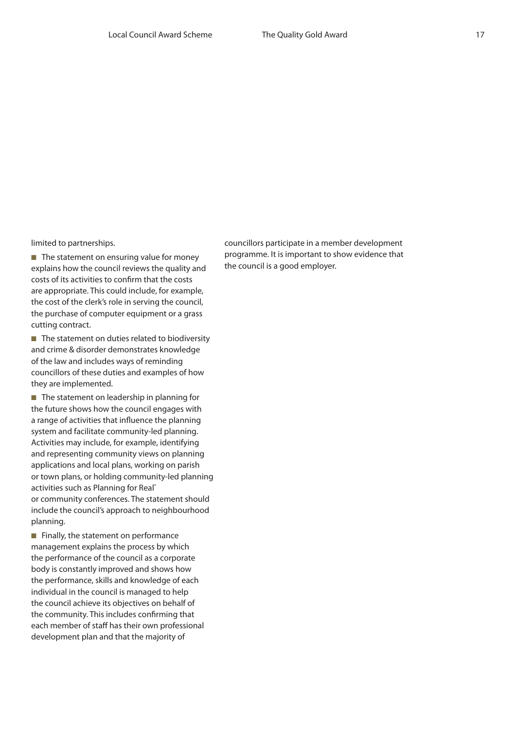limited to partnerships.

- The statement on ensuring value for money explains how the council reviews the quality and costs of its activities to confirm that the costs are appropriate. This could include, for example, the cost of the clerk's role in serving the council, the purchase of computer equipment or a grass cutting contract.
- The statement on duties related to biodiversity and crime & disorder demonstrates knowledge of the law and includes ways of reminding councillors of these duties and examples of how they are implemented.
- The statement on leadership in planning for the future shows how the council engages with a range of activities that influence the planning system and facilitate community-led planning. Activities may include, for example, identifying and representing community views on planning applications and local plans, working on parish or town plans, or holding community-led planning activities such as Planning for Real® or community conferences. The statement should include the council's approach to neighbourhood planning.
- Finally, the statement on performance management explains the process by which the performance of the council as a corporate body is constantly improved and shows how the performance, skills and knowledge of each individual in the council is managed to help the council achieve its objectives on behalf of the community. This includes confirming that each member of staff has their own professional development plan and that the majority of councillors participate in a member development programme. It is important to show evidence that the council is a good employer.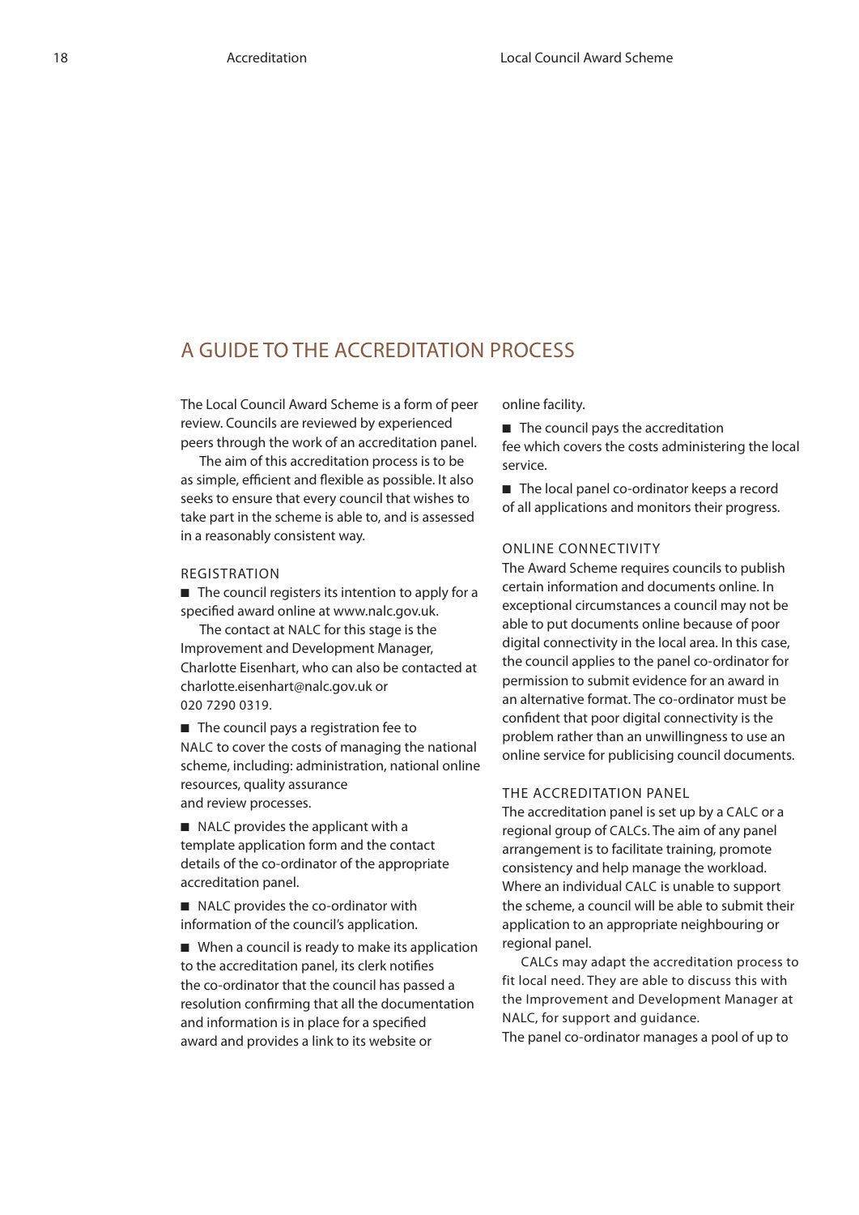# A GUIDE TO THE ACCREDITATION PROCESS

The Local Council Award Scheme is a form of peer review. Councils are reviewed by experienced peers through the work of an accreditation panel.

The aim of this accreditation process is to be as simple, efficient and flexible as possible. It also seeks to ensure that every council that wishes to take part in the scheme is able to, and is assessed in a reasonably consistent way.

## REGISTRATION

- The council registers its intention to apply for a specified award online at www.nalc.gov.uk.

  The contact at NALC for this stage is the Improvement and Development Manager, Charlotte Eisenhart, who can also be contacted at charlotte.eisenhart@nalc.gov.uk or 020 7290 0319.

- The council pays a registration fee to NALC to cover the costs of managing the national scheme, including: administration, national online resources, quality assurance and review processes.

- NALC provides the applicant with a template application form and the contact details of the co-ordinator of the appropriate accreditation panel.

- NALC provides the co-ordinator with information of the council's application.

- When a council is ready to make its application to the accreditation panel, its clerk notifies the co-ordinator that the council has passed a resolution confirming that all the documentation and information is in place for a specified award and provides a link to its website or online facility.

- The council pays the accreditation fee which covers the costs administering the local service.

- The local panel co-ordinator keeps a record of all applications and monitors their progress.

## ONLINE CONNECTIVITY

The Award Scheme requires councils to publish certain information and documents online. In exceptional circumstances a council may not be able to put documents online because of poor digital connectivity in the local area. In this case, the council applies to the panel co-ordinator for permission to submit evidence for an award in an alternative format. The co-ordinator must be confident that poor digital connectivity is the problem rather than an unwillingness to use an online service for publicising council documents.

## THE ACCREDITATION PANEL

The accreditation panel is set up by a CALC or a regional group of CALCs. The aim of any panel arrangement is to facilitate training, promote consistency and help manage the workload. Where an individual CALC is unable to support the scheme, a council will be able to submit their application to an appropriate neighbouring or regional panel.

CALCs may adapt the accreditation process to fit local need. They are able to discuss this with the Improvement and Development Manager at NALC, for support and guidance.

The panel co-ordinator manages a pool of up to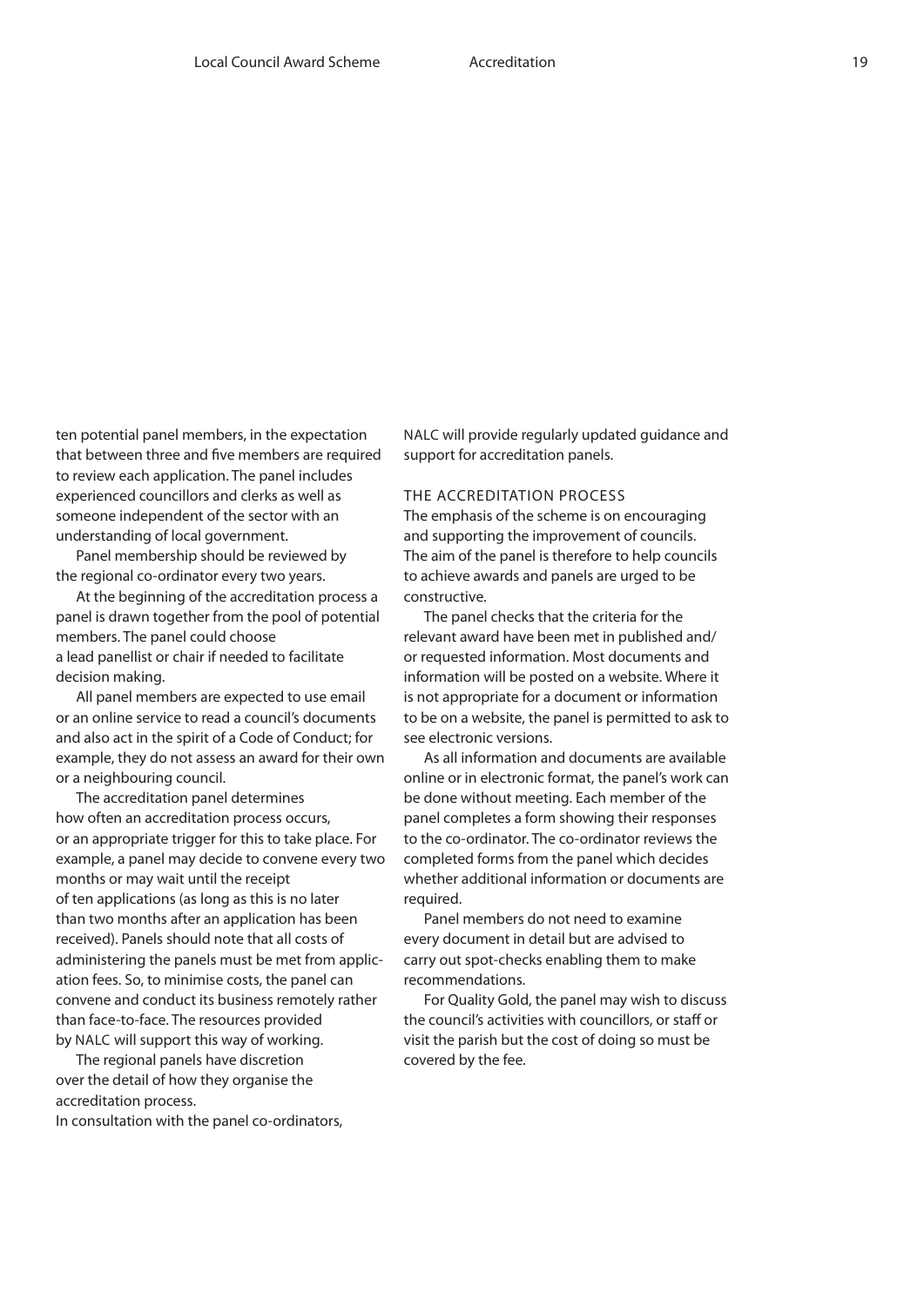ten potential panel members, in the expectation that between three and five members are required to review each application. The panel includes experienced councillors and clerks as well as someone independent of the sector with an understanding of local government.

Panel membership should be reviewed by the regional co-ordinator every two years.

At the beginning of the accreditation process a panel is drawn together from the pool of potential members. The panel could choose a lead panellist or chair if needed to facilitate decision making.

All panel members are expected to use email or an online service to read a council's documents and also act in the spirit of a Code of Conduct; for example, they do not assess an award for their own or a neighbouring council.

The accreditation panel determines how often an accreditation process occurs, or an appropriate trigger for this to take place. For example, a panel may decide to convene every two months or may wait until the receipt of ten applications (as long as this is no later than two months after an application has been received). Panels should note that all costs of administering the panels must be met from application fees. So, to minimise costs, the panel can convene and conduct its business remotely rather than face-to-face. The resources provided by NALC will support this way of working.

The regional panels have discretion over the detail of how they organise the accreditation process.

In consultation with the panel co-ordinators, NALC will provide regularly updated guidance and support for accreditation panels.

## THE ACCREDITATION PROCESS

The emphasis of the scheme is on encouraging and supporting the improvement of councils. The aim of the panel is therefore to help councils to achieve awards and panels are urged to be constructive.

The panel checks that the criteria for the relevant award have been met in published and/or requested information. Most documents and information will be posted on a website. Where it is not appropriate for a document or information to be on a website, the panel is permitted to ask to see electronic versions.

As all information and documents are available online or in electronic format, the panel's work can be done without meeting. Each member of the panel completes a form showing their responses to the co-ordinator. The co-ordinator reviews the completed forms from the panel which decides whether additional information or documents are required.

Panel members do not need to examine every document in detail but are advised to carry out spot-checks enabling them to make recommendations.

For Quality Gold, the panel may wish to discuss the council's activities with councillors, or staff or visit the parish but the cost of doing so must be covered by the fee.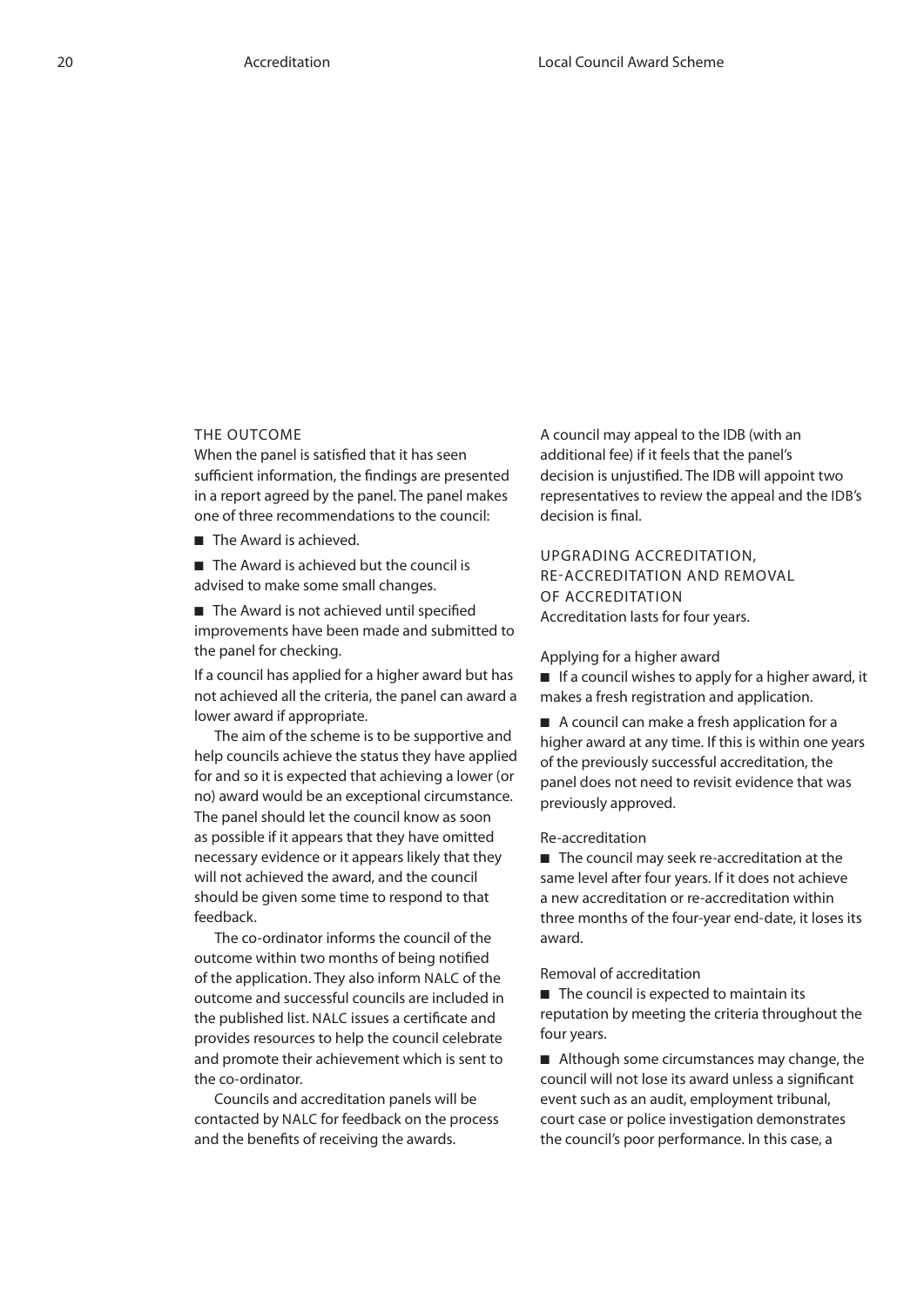## THE OUTCOME

When the panel is satisfied that it has seen sufficient information, the findings are presented in a report agreed by the panel. The panel makes one of three recommendations to the council:

- The Award is achieved.
- The Award is achieved but the council is advised to make some small changes.
- The Award is not achieved until specified improvements have been made and submitted to the panel for checking.

If a council has applied for a higher award but has not achieved all the criteria, the panel can award a lower award if appropriate.

The aim of the scheme is to be supportive and help councils achieve the status they have applied for and so it is expected that achieving a lower (or no) award would be an exceptional circumstance. The panel should let the council know as soon as possible if it appears that they have omitted necessary evidence or it appears likely that they will not achieved the award, and the council should be given some time to respond to that feedback.

The co-ordinator informs the council of the outcome within two months of being notified of the application. They also inform NALC of the outcome and successful councils are included in the published list. NALC issues a certificate and provides resources to help the council celebrate and promote their achievement which is sent to the co-ordinator.

Councils and accreditation panels will be contacted by NALC for feedback on the process and the benefits of receiving the awards.

A council may appeal to the IDB (with an additional fee) if it feels that the panel's decision is unjustified. The IDB will appoint two representatives to review the appeal and the IDB's decision is final.

## UPGRADING ACCREDITATION, RE-ACCREDITATION AND REMOVAL OF ACCREDITATION

Accreditation lasts for four years.

### Applying for a higher award

- If a council wishes to apply for a higher award, it makes a fresh registration and application.
- A council can make a fresh application for a higher award at any time. If this is within one years of the previously successful accreditation, the panel does not need to revisit evidence that was previously approved.

### Re-accreditation

- The council may seek re-accreditation at the same level after four years. If it does not achieve a new accreditation or re-accreditation within three months of the four-year end-date, it loses its award.

### Removal of accreditation

- The council is expected to maintain its reputation by meeting the criteria throughout the four years.
- Although some circumstances may change, the council will not lose its award unless a significant event such as an audit, employment tribunal, court case or police investigation demonstrates the council's poor performance. In this case, a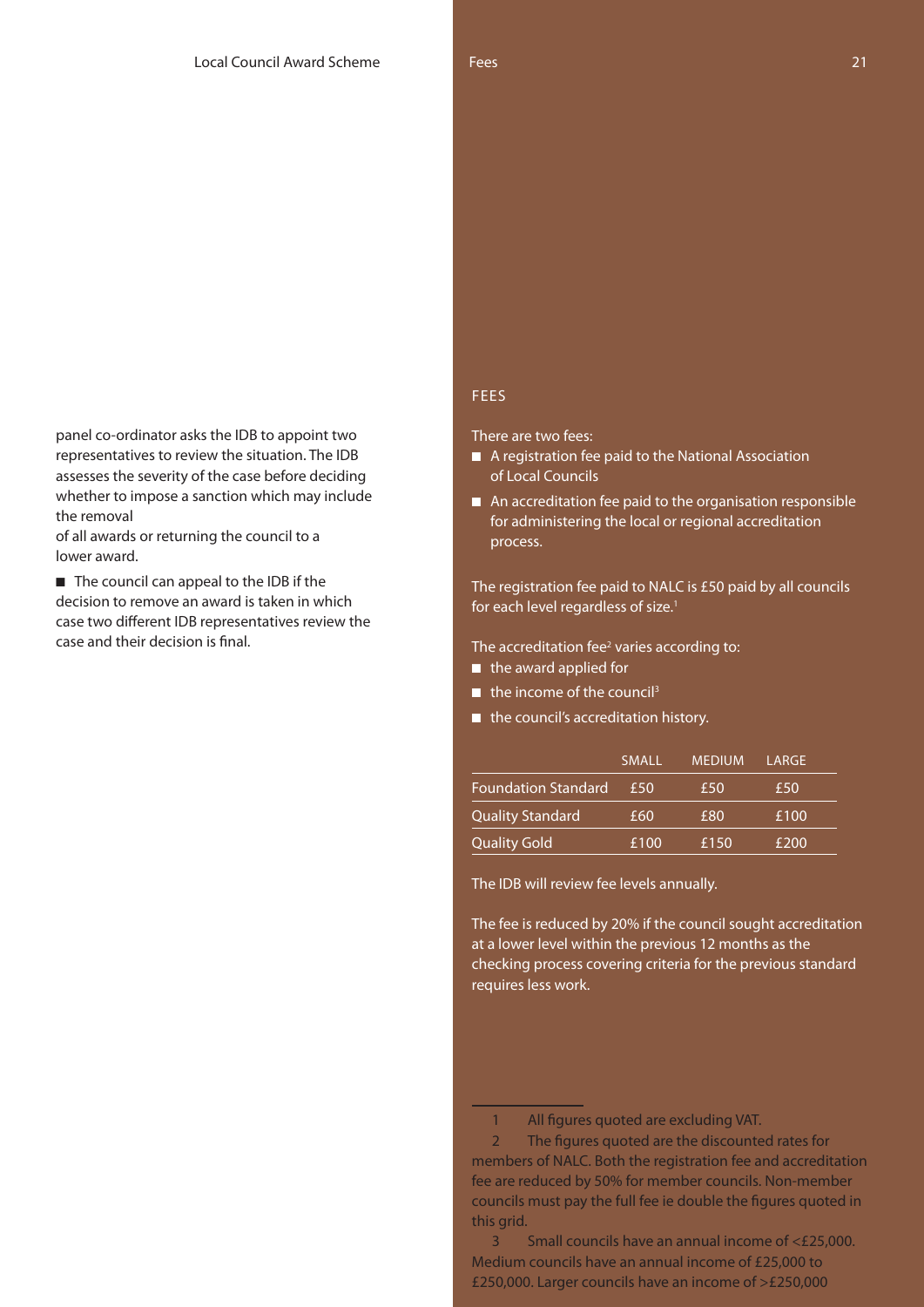panel co-ordinator asks the IDB to appoint two representatives to review the situation. The IDB assesses the severity of the case before deciding whether to impose a sanction which may include the removal of all awards or returning the council to a lower award.

- The council can appeal to the IDB if the decision to remove an award is taken in which case two different IDB representatives review the case and their decision is final.

## FEES

There are two fees:

- A registration fee paid to the National Association of Local Councils
- An accreditation fee paid to the organisation responsible for administering the local or regional accreditation process.

The registration fee paid to NALC is £50 paid by all councils for each level regardless of size.[1]

The accreditation fee[2] varies according to:

- the award applied for
- the income of the council[3]
- the council's accreditation history.

| | SMALL | MEDIUM | LARGE |
|---|---|---|---|
| Foundation Standard | £50 | £50 | £50 |
| Quality Standard | £60 | £80 | £100 |
| Quality Gold | £100 | £150 | £200 |

The IDB will review fee levels annually.

The fee is reduced by 20% if the council sought accreditation at a lower level within the previous 12 months as the checking process covering criteria for the previous standard requires less work.

---

1 All figures quoted are excluding VAT.

2 The figures quoted are the discounted rates for members of NALC. Both the registration fee and accreditation fee are reduced by 50% for member councils. Non-member councils must pay the full fee ie double the figures quoted in this grid.

3 Small councils have an annual income of <£25,000. Medium councils have an annual income of £25,000 to £250,000. Larger councils have an income of >£250,000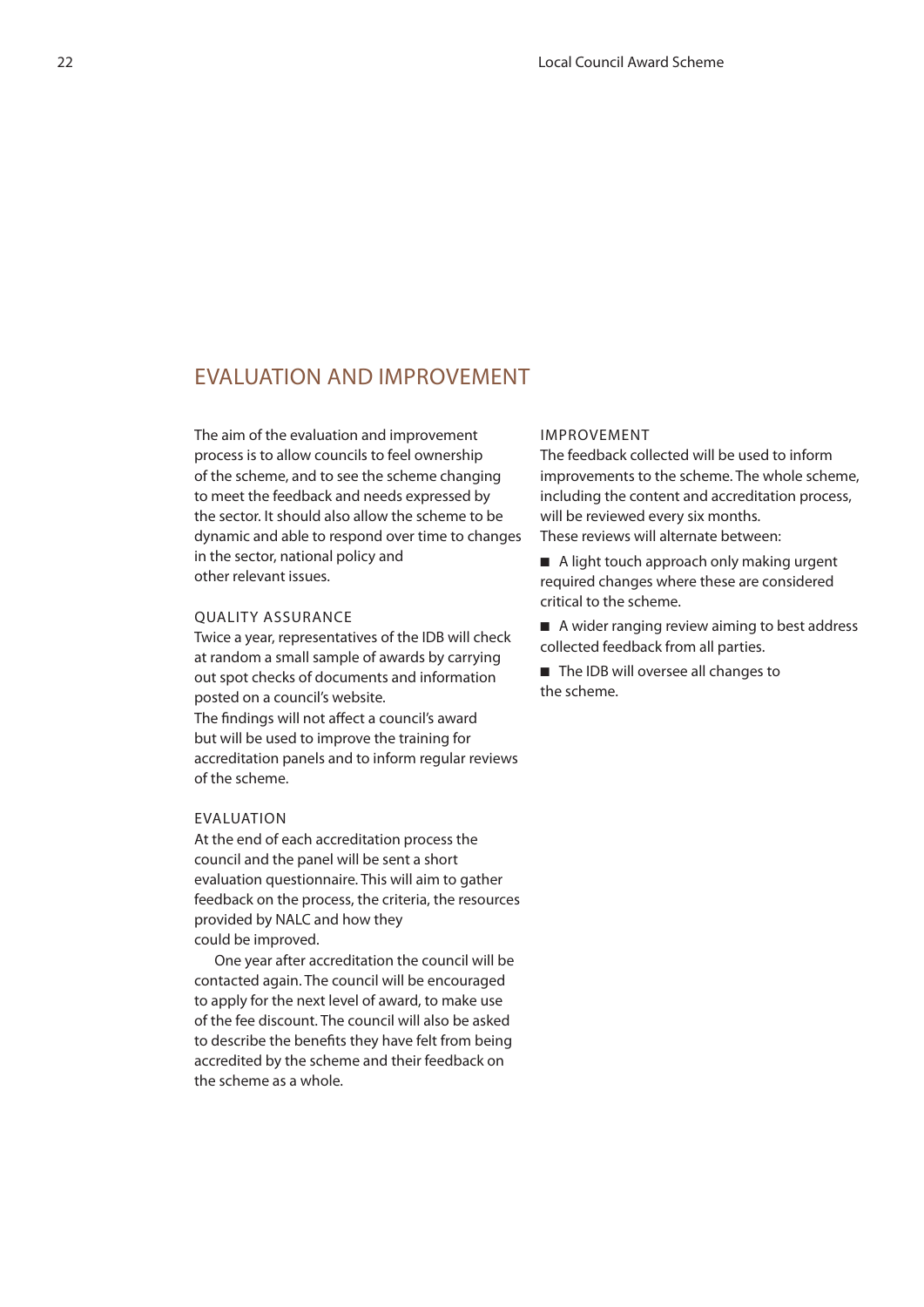# EVALUATION AND IMPROVEMENT

The aim of the evaluation and improvement process is to allow councils to feel ownership of the scheme, and to see the scheme changing to meet the feedback and needs expressed by the sector. It should also allow the scheme to be dynamic and able to respond over time to changes in the sector, national policy and other relevant issues.

## QUALITY ASSURANCE

Twice a year, representatives of the IDB will check at random a small sample of awards by carrying out spot checks of documents and information posted on a council's website.

The findings will not affect a council's award but will be used to improve the training for accreditation panels and to inform regular reviews of the scheme.

## EVALUATION

At the end of each accreditation process the council and the panel will be sent a short evaluation questionnaire. This will aim to gather feedback on the process, the criteria, the resources provided by NALC and how they could be improved.

One year after accreditation the council will be contacted again. The council will be encouraged to apply for the next level of award, to make use of the fee discount. The council will also be asked to describe the benefits they have felt from being accredited by the scheme and their feedback on the scheme as a whole.

## IMPROVEMENT

The feedback collected will be used to inform improvements to the scheme. The whole scheme, including the content and accreditation process, will be reviewed every six months.

These reviews will alternate between:

- A light touch approach only making urgent required changes where these are considered critical to the scheme.
- A wider ranging review aiming to best address collected feedback from all parties.
- The IDB will oversee all changes to the scheme.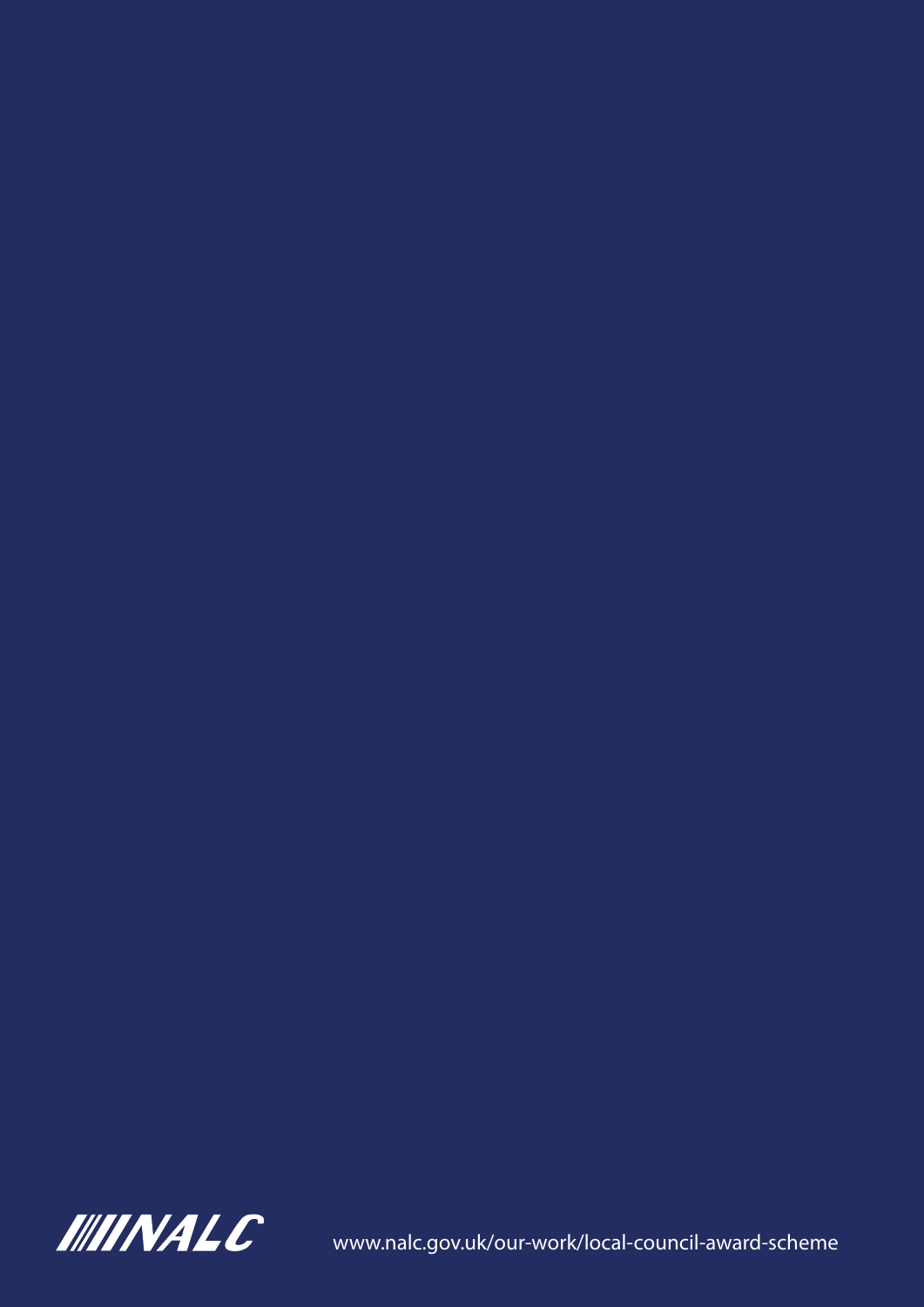NALC

www.nalc.gov.uk/our-work/local-council-award-scheme